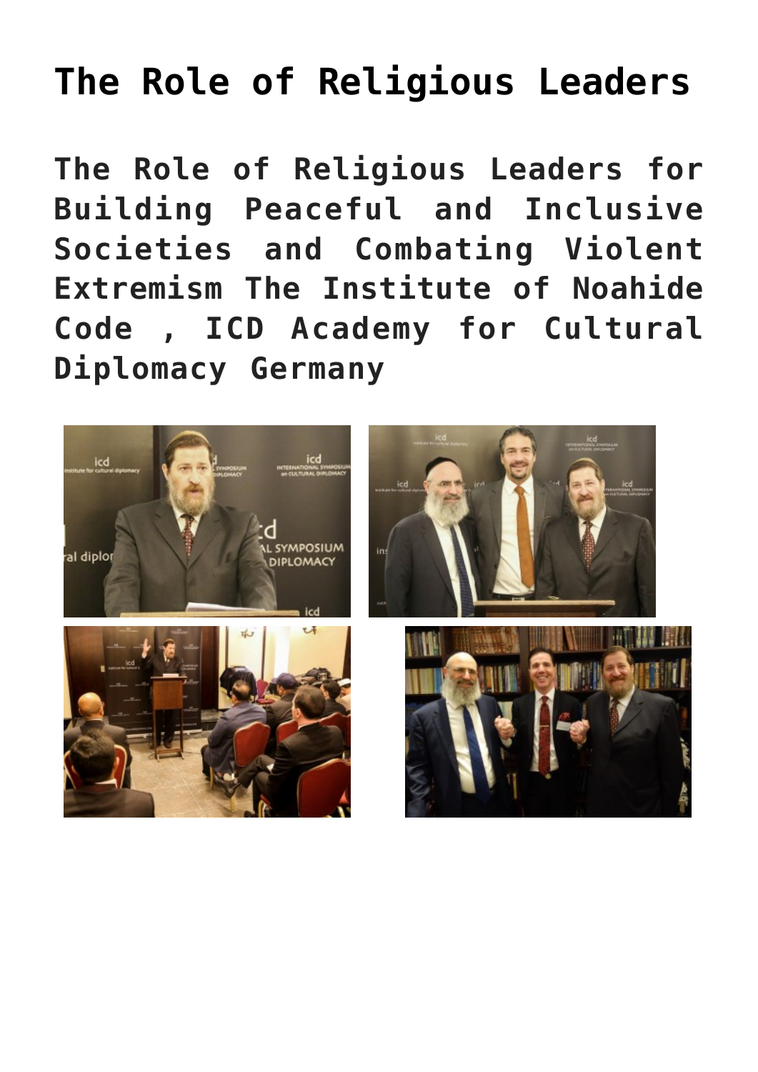# The Role of Religious Leaders

## The Role of Religious Leaders for Building Peaceful and Inclusive Societies and Combating Violent Extremism The Institute of Noahide Code , ICD Academy for Cultural Diplomacy Germany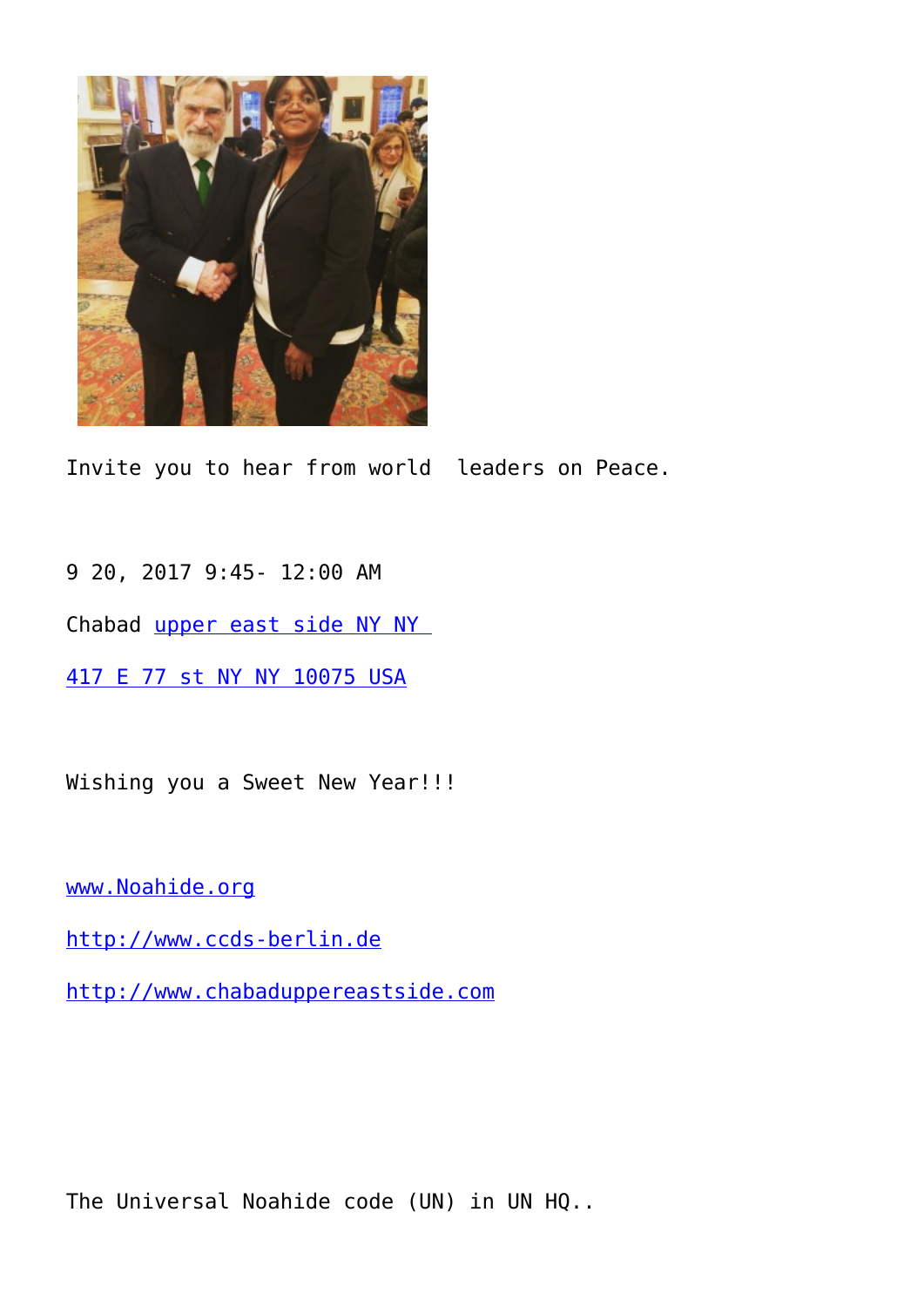Invite you to hear from world  leaders on Peace.

9 20, 2017 9:45- 12:00 AM

Chabad upper east side NY NY

417 E 77 st NY NY 10075 USA

Wishing you a Sweet New Year!!!

www.Noahide.org

http://www.ccds-berlin.de

http://www.chabaduppereastside.com

The Universal Noahide code (UN) in UN HQ..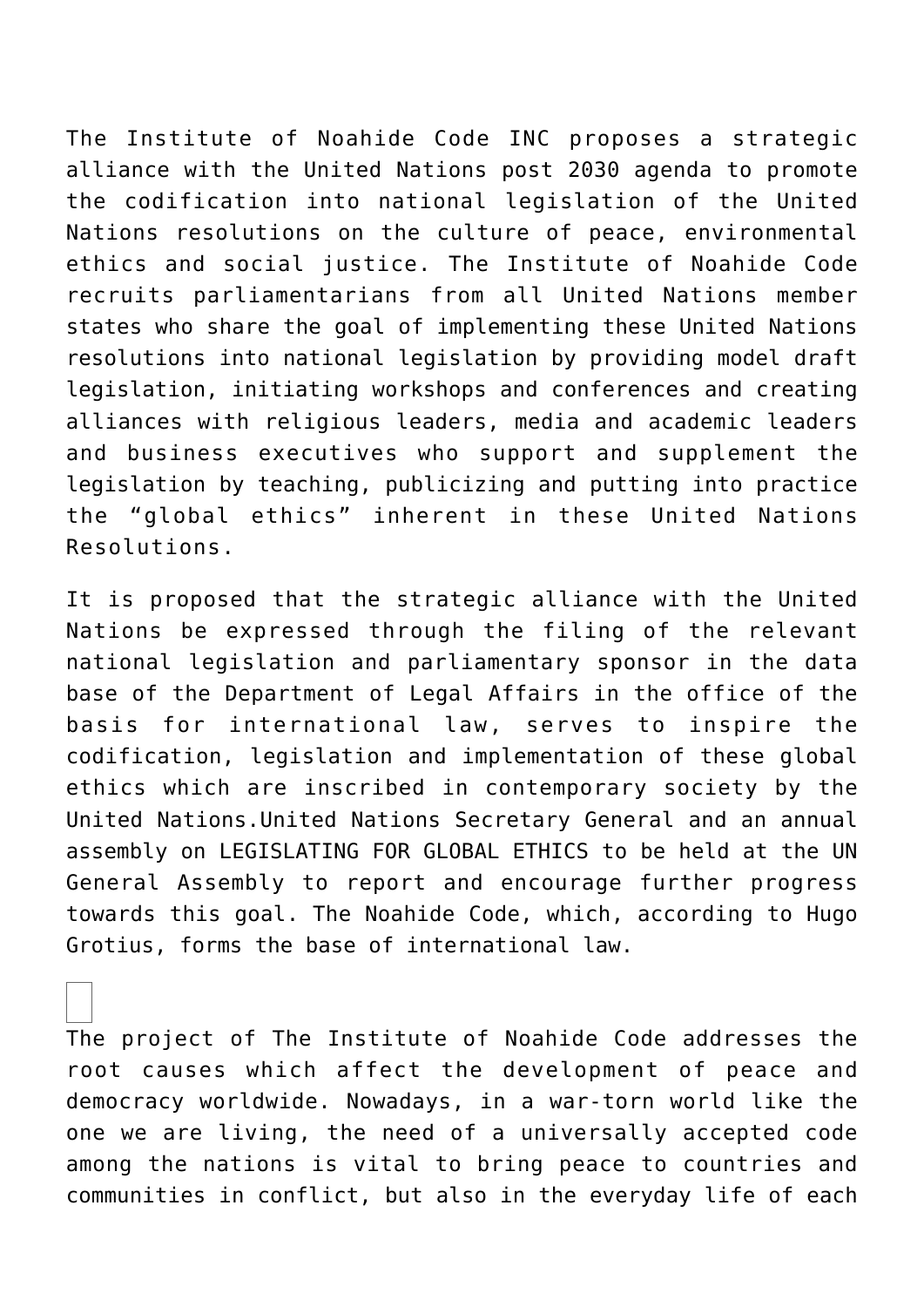The Institute of Noahide Code INC proposes a strategic alliance with the United Nations post 2030 agenda to promote the codification into national legislation of the United Nations resolutions on the culture of peace, environmental ethics and social justice. The Institute of Noahide Code recruits parliamentarians from all United Nations member states who share the goal of implementing these United Nations resolutions into national legislation by providing model draft legislation, initiating workshops and conferences and creating alliances with religious leaders, media and academic leaders and business executives who support and supplement the legislation by teaching, publicizing and putting into practice the "global ethics" inherent in these United Nations Resolutions.

It is proposed that the strategic alliance with the United Nations be expressed through the filing of the relevant national legislation and parliamentary sponsor in the data base of the Department of Legal Affairs in the office of the basis for international law, serves to inspire the codification, legislation and implementation of these global ethics which are inscribed in contemporary society by the United Nations.United Nations Secretary General and an annual assembly on LEGISLATING FOR GLOBAL ETHICS to be held at the UN General Assembly to report and encourage further progress towards this goal. The Noahide Code, which, according to Hugo Grotius, forms the base of international law.

The project of The Institute of Noahide Code addresses the root causes which affect the development of peace and democracy worldwide. Nowadays, in a war-torn world like the one we are living, the need of a universally accepted code among the nations is vital to bring peace to countries and communities in conflict, but also in the everyday life of each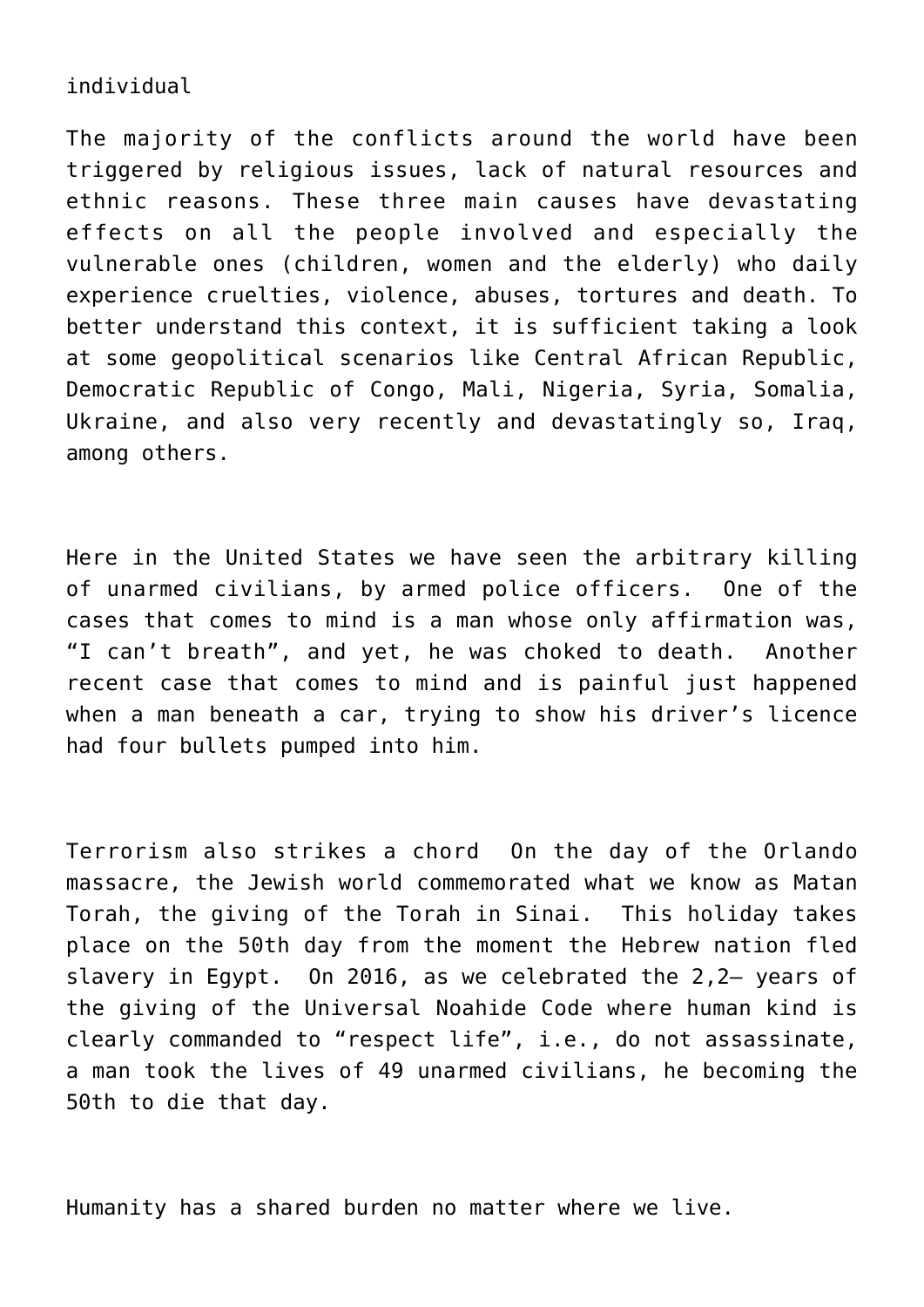individual

The majority of the conflicts around the world have been triggered by religious issues, lack of natural resources and ethnic reasons. These three main causes have devastating effects on all the people involved and especially the vulnerable ones (children, women and the elderly) who daily experience cruelties, violence, abuses, tortures and death. To better understand this context, it is sufficient taking a look at some geopolitical scenarios like Central African Republic, Democratic Republic of Congo, Mali, Nigeria, Syria, Somalia, Ukraine, and also very recently and devastatingly so, Iraq, among others.

Here in the United States we have seen the arbitrary killing of unarmed civilians, by armed police officers. One of the cases that comes to mind is a man whose only affirmation was, "I can't breath", and yet, he was choked to death. Another recent case that comes to mind and is painful just happened when a man beneath a car, trying to show his driver's licence had four bullets pumped into him.

Terrorism also strikes a chord On the day of the Orlando massacre, the Jewish world commemorated what we know as Matan Torah, the giving of the Torah in Sinai. This holiday takes place on the 50th day from the moment the Hebrew nation fled slavery in Egypt. On 2016, as we celebrated the 2,2– years of the giving of the Universal Noahide Code where human kind is clearly commanded to "respect life", i.e., do not assassinate, a man took the lives of 49 unarmed civilians, he becoming the 50th to die that day.

Humanity has a shared burden no matter where we live.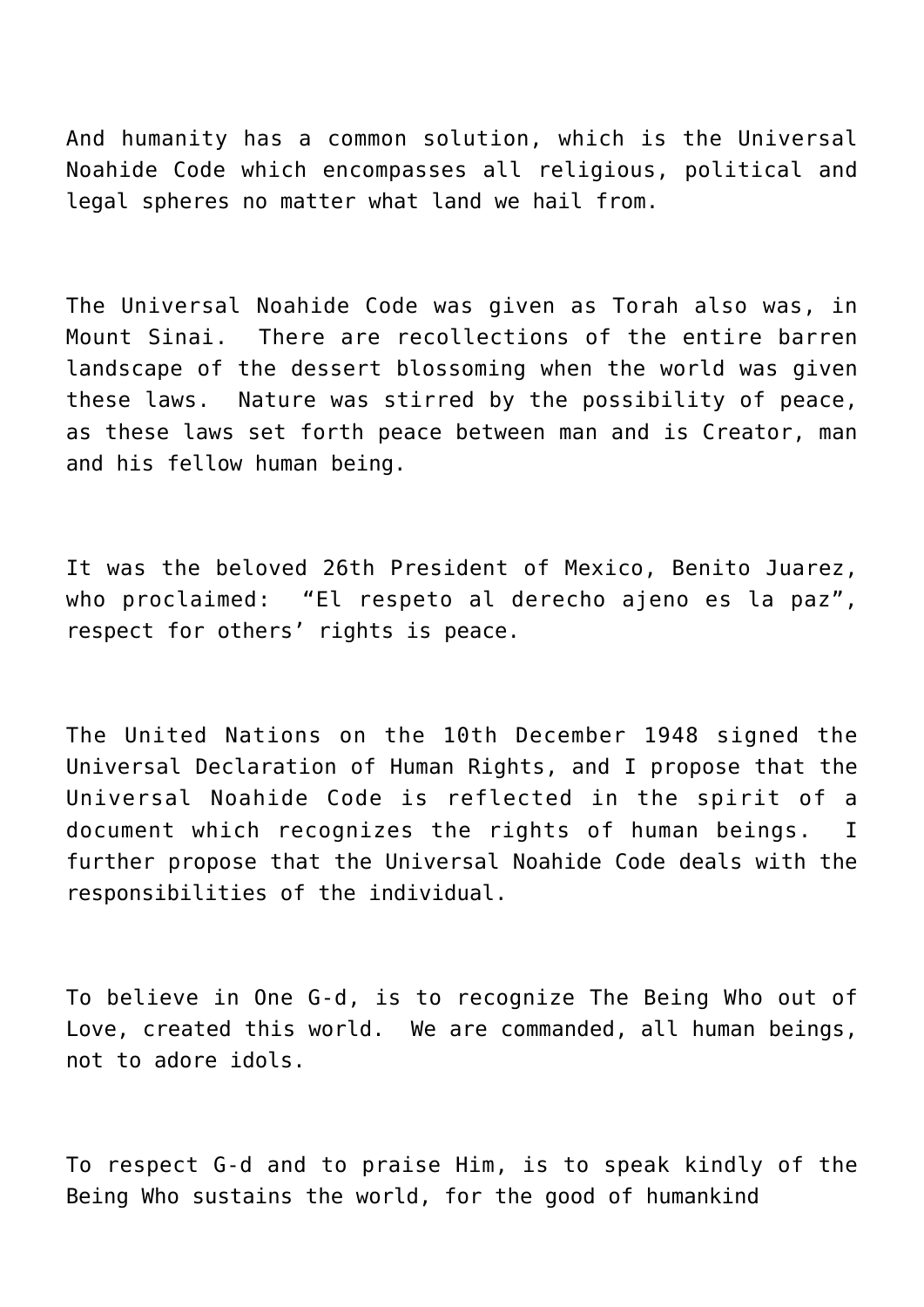And humanity has a common solution, which is the Universal Noahide Code which encompasses all religious, political and legal spheres no matter what land we hail from.

The Universal Noahide Code was given as Torah also was, in Mount Sinai. There are recollections of the entire barren landscape of the dessert blossoming when the world was given these laws. Nature was stirred by the possibility of peace, as these laws set forth peace between man and is Creator, man and his fellow human being.

It was the beloved 26th President of Mexico, Benito Juarez, who proclaimed: “El respeto al derecho ajeno es la paz”, respect for others’ rights is peace.

The United Nations on the 10th December 1948 signed the Universal Declaration of Human Rights, and I propose that the Universal Noahide Code is reflected in the spirit of a document which recognizes the rights of human beings. I further propose that the Universal Noahide Code deals with the responsibilities of the individual.

To believe in One G-d, is to recognize The Being Who out of Love, created this world. We are commanded, all human beings, not to adore idols.

To respect G-d and to praise Him, is to speak kindly of the Being Who sustains the world, for the good of humankind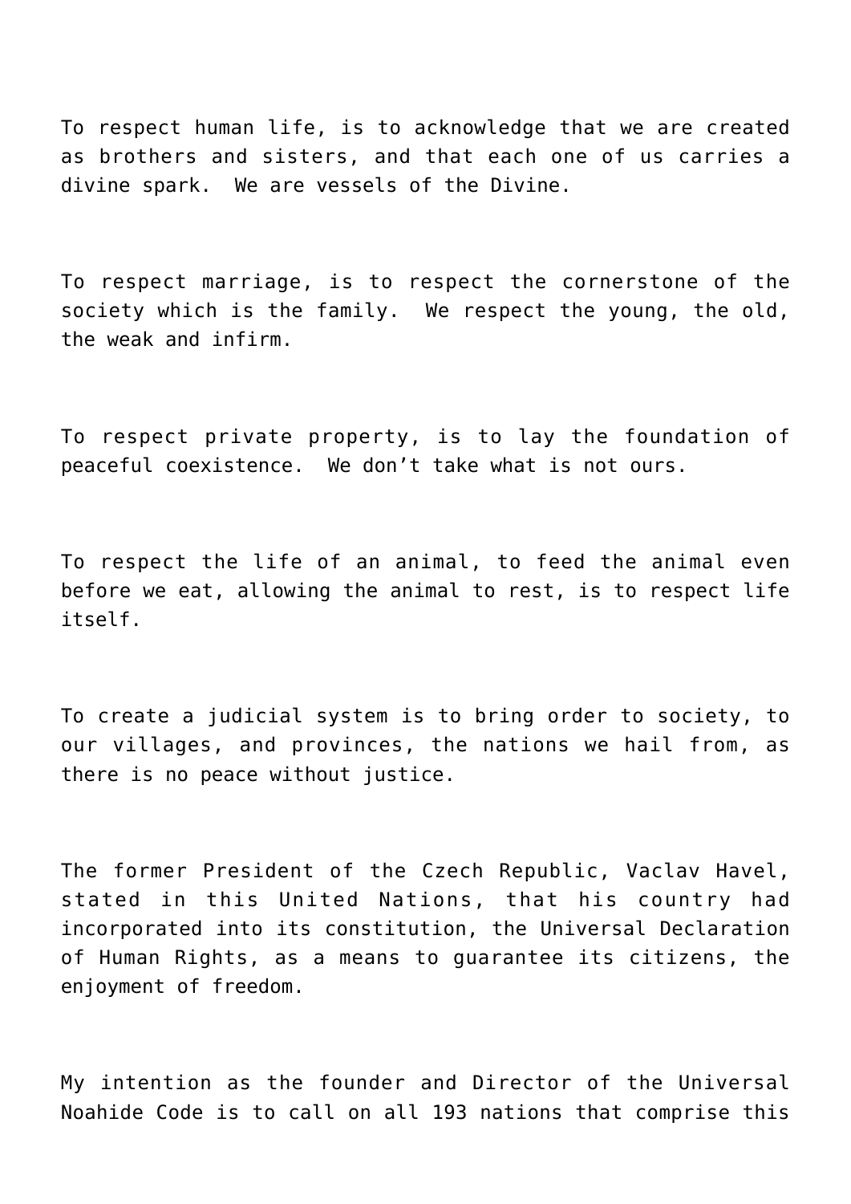To respect human life, is to acknowledge that we are created as brothers and sisters, and that each one of us carries a divine spark. We are vessels of the Divine.

To respect marriage, is to respect the cornerstone of the society which is the family. We respect the young, the old, the weak and infirm.

To respect private property, is to lay the foundation of peaceful coexistence. We don't take what is not ours.

To respect the life of an animal, to feed the animal even before we eat, allowing the animal to rest, is to respect life itself.

To create a judicial system is to bring order to society, to our villages, and provinces, the nations we hail from, as there is no peace without justice.

The former President of the Czech Republic, Vaclav Havel, stated in this United Nations, that his country had incorporated into its constitution, the Universal Declaration of Human Rights, as a means to guarantee its citizens, the enjoyment of freedom.

My intention as the founder and Director of the Universal Noahide Code is to call on all 193 nations that comprise this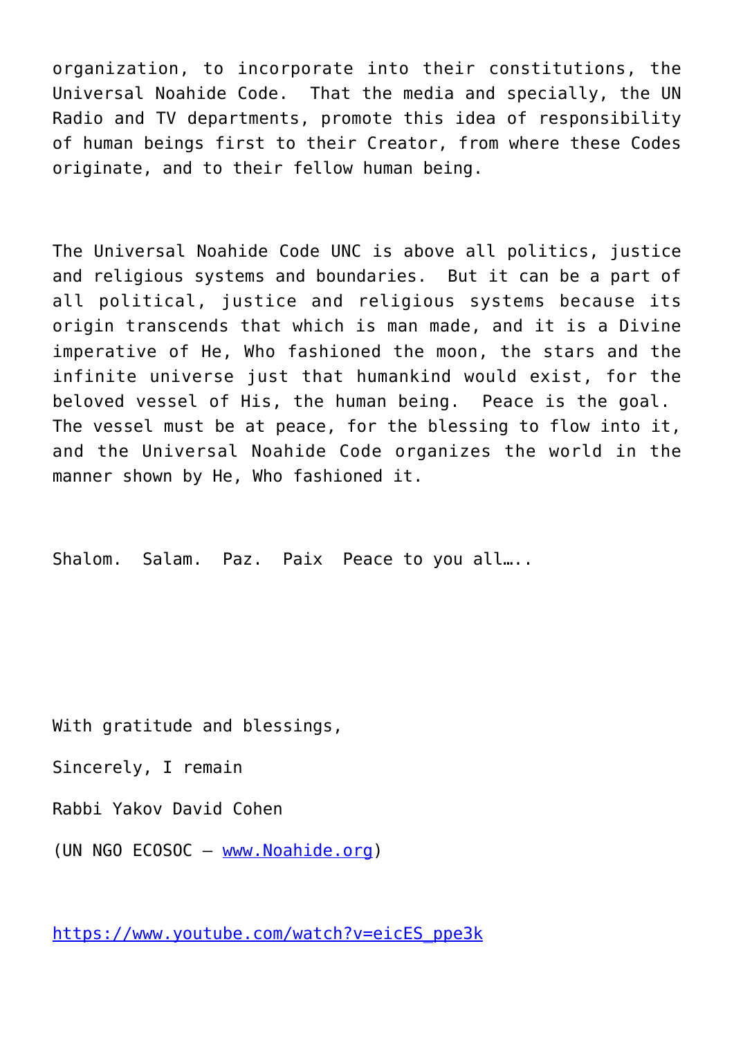organization, to incorporate into their constitutions, the Universal Noahide Code. That the media and specially, the UN Radio and TV departments, promote this idea of responsibility of human beings first to their Creator, from where these Codes originate, and to their fellow human being.

The Universal Noahide Code UNC is above all politics, justice and religious systems and boundaries. But it can be a part of all political, justice and religious systems because its origin transcends that which is man made, and it is a Divine imperative of He, Who fashioned the moon, the stars and the infinite universe just that humankind would exist, for the beloved vessel of His, the human being. Peace is the goal. The vessel must be at peace, for the blessing to flow into it, and the Universal Noahide Code organizes the world in the manner shown by He, Who fashioned it.

Shalom. Salam. Paz. Paix Peace to you all…..

With gratitude and blessings,

Sincerely, I remain

Rabbi Yakov David Cohen

(UN NGO ECOSOC – [www.Noahide.org](http://www.Noahide.org))

[https://www.youtube.com/watch?v=eicES_ppe3k](https://www.youtube.com/watch?v=eicES_ppe3k)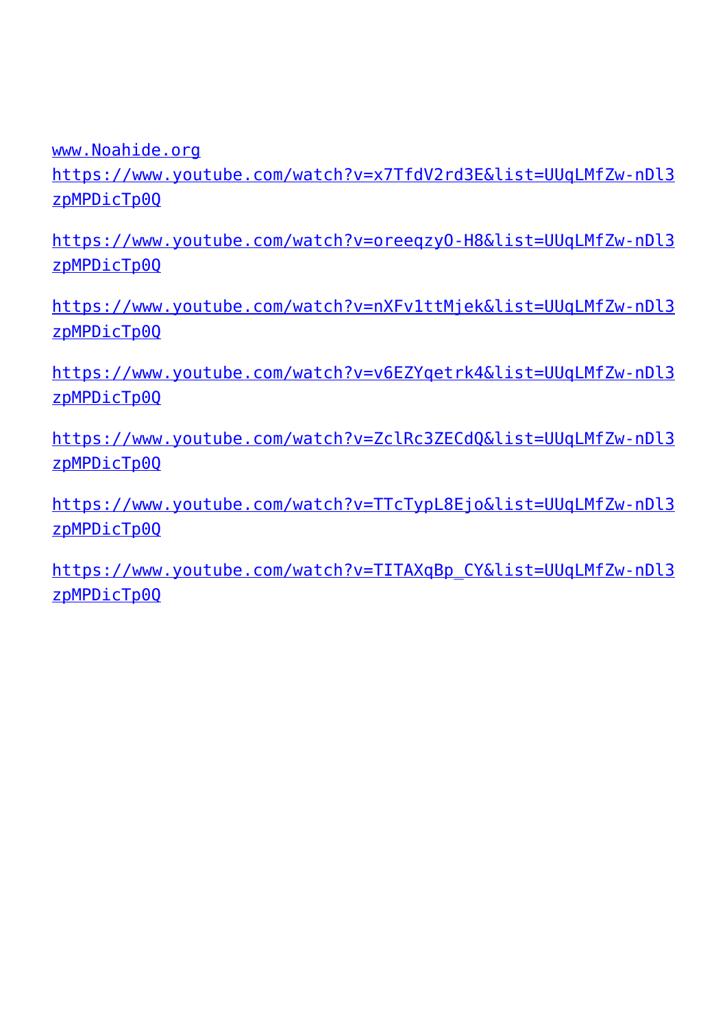www.Noahide.org

https://www.youtube.com/watch?v=x7TfdV2rd3E&list=UUqLMfZw-nDl3zpMPDicTp0Q

https://www.youtube.com/watch?v=oreeqzyO-H8&list=UUqLMfZw-nDl3zpMPDicTp0Q

https://www.youtube.com/watch?v=nXFv1ttMjek&list=UUqLMfZw-nDl3zpMPDicTp0Q

https://www.youtube.com/watch?v=v6EZYqetrk4&list=UUqLMfZw-nDl3zpMPDicTp0Q

https://www.youtube.com/watch?v=ZclRc3ZECdQ&list=UUqLMfZw-nDl3zpMPDicTp0Q

https://www.youtube.com/watch?v=TTcTypL8Ejo&list=UUqLMfZw-nDl3zpMPDicTp0Q

https://www.youtube.com/watch?v=TITAXqBp_CY&list=UUqLMfZw-nDl3zpMPDicTp0Q